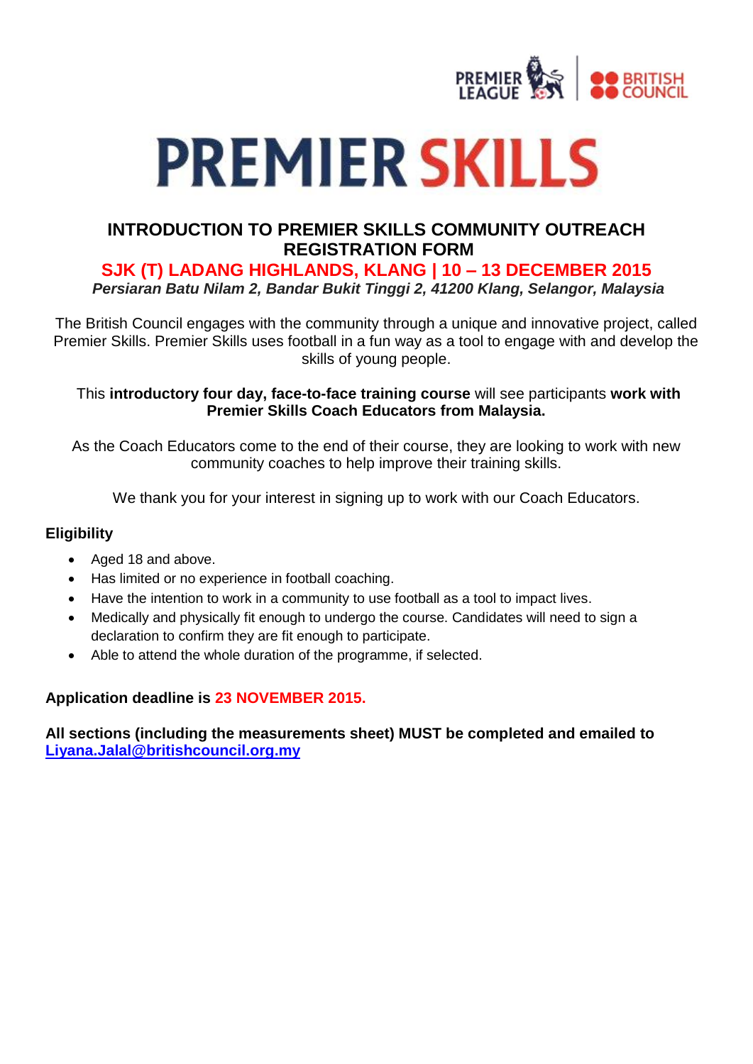# PREMIER SKILLS

## INTRODUCTION TO PREMIER SKILLS COMMUNITY OUTREACH REGISTRATION FORM

### SJK (T) LADANG HIGHLANDS, KLANG | 10 – 13 DECEMBER 2015

***Persiaran Batu Nilam 2, Bandar Bukit Tinggi 2, 41200 Klang, Selangor, Malaysia***

The British Council engages with the community through a unique and innovative project, called Premier Skills. Premier Skills uses football in a fun way as a tool to engage with and develop the skills of young people.

This **introductory four day, face-to-face training course** will see participants **work with Premier Skills Coach Educators from Malaysia.**

As the Coach Educators come to the end of their course, they are looking to work with new community coaches to help improve their training skills.

We thank you for your interest in signing up to work with our Coach Educators.

**Eligibility**

- Aged 18 and above.
- Has limited or no experience in football coaching.
- Have the intention to work in a community to use football as a tool to impact lives.
- Medically and physically fit enough to undergo the course. Candidates will need to sign a declaration to confirm they are fit enough to participate.
- Able to attend the whole duration of the programme, if selected.

**Application deadline is 23 NOVEMBER 2015.**

**All sections (including the measurements sheet) MUST be completed and emailed to [Liyana.Jalal@britishcouncil.org.my](mailto:Liyana.Jalal@britishcouncil.org.my)**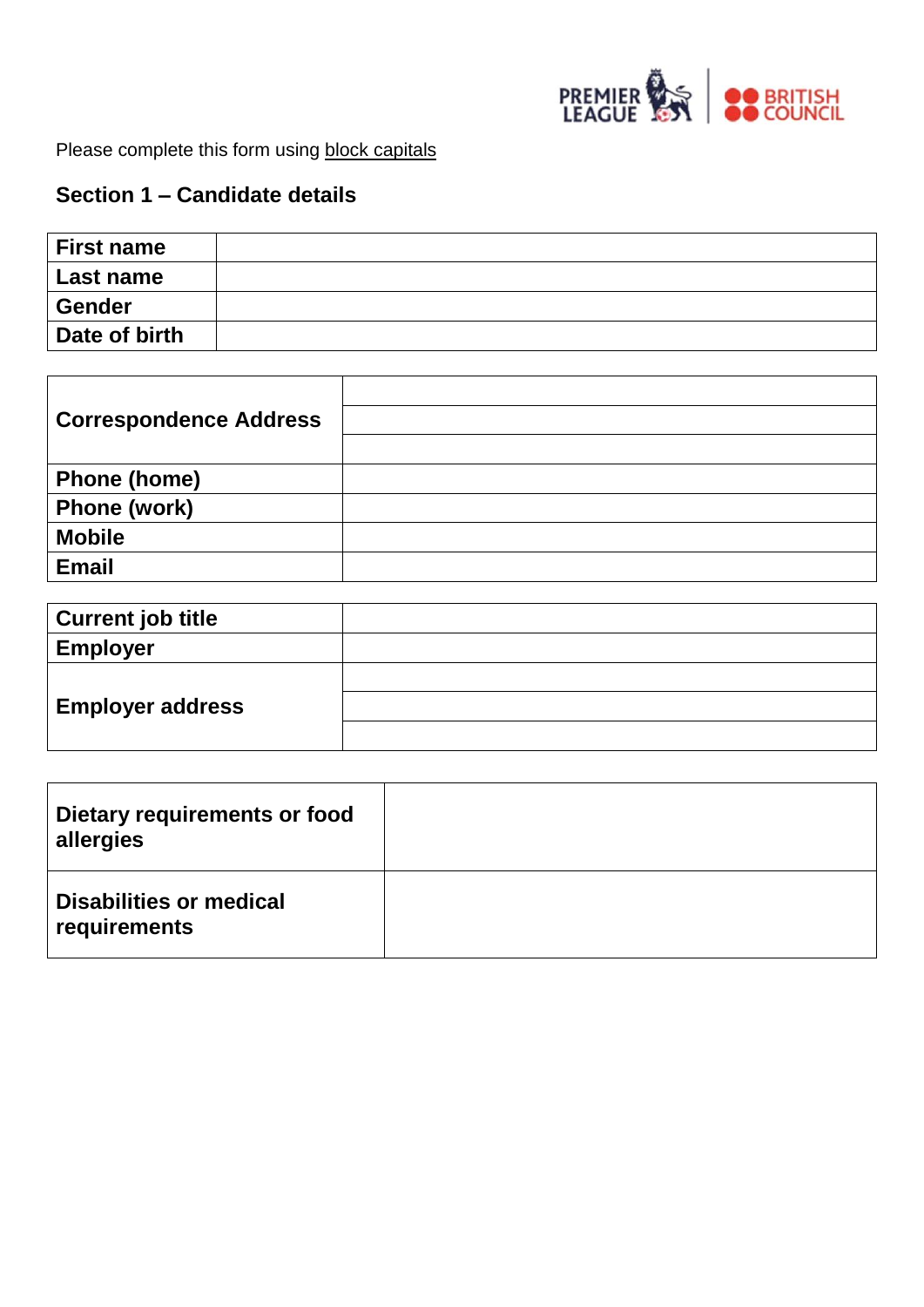Please complete this form using block capitals

## Section 1 – Candidate details

| **First name** | |
|---|---|
| **Last name** | |
| **Gender** | |
| **Date of birth** | |

| **Correspondence Address** | |
|---|---|
| | |
| | |
| **Phone (home)** | |
| **Phone (work)** | |
| **Mobile** | |
| **Email** | |

| **Current job title** | |
|---|---|
| **Employer** | |
| **Employer address** | |
| | |
| | |

| **Dietary requirements or food allergies** | |
|---|---|
| **Disabilities or medical requirements** | |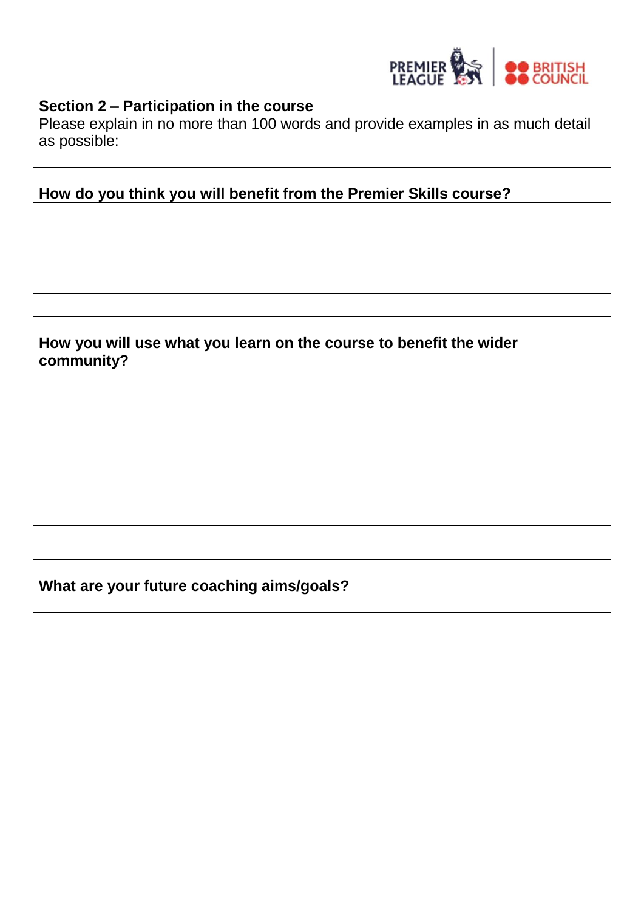## Section 2 – Participation in the course

Please explain in no more than 100 words and provide examples in as much detail as possible:

| How do you think you will benefit from the Premier Skills course? |
| --- |
| |

| How you will use what you learn on the course to benefit the wider community? |
| --- |
| |

| What are your future coaching aims/goals? |
| --- |
| |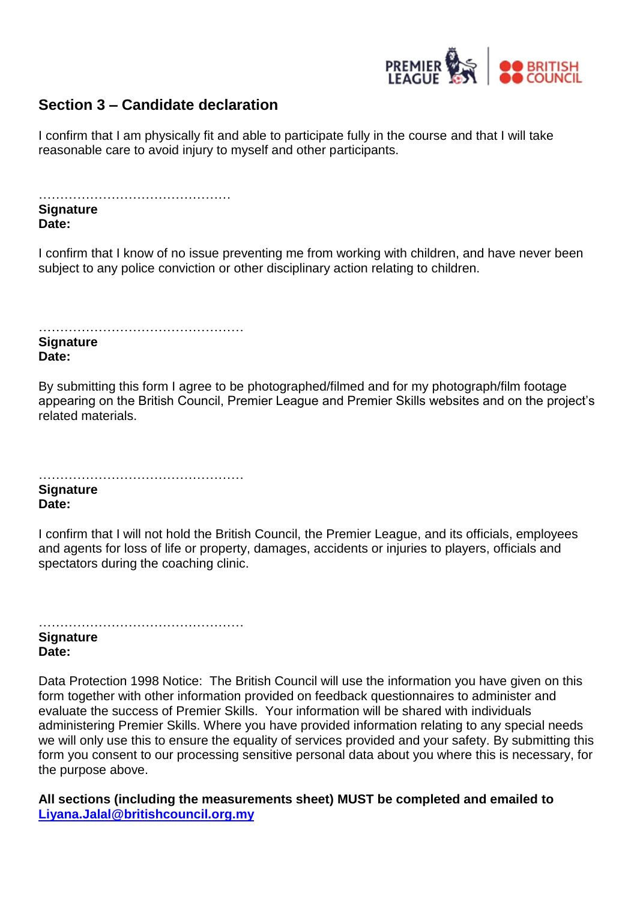## Section 3 – Candidate declaration

I confirm that I am physically fit and able to participate fully in the course and that I will take reasonable care to avoid injury to myself and other participants.

………………………………………

**Signature**
**Date:**

I confirm that I know of no issue preventing me from working with children, and have never been subject to any police conviction or other disciplinary action relating to children.

…………………………………………

**Signature**
**Date:**

By submitting this form I agree to be photographed/filmed and for my photograph/film footage appearing on the British Council, Premier League and Premier Skills websites and on the project's related materials.

…………………………………………

**Signature**
**Date:**

I confirm that I will not hold the British Council, the Premier League, and its officials, employees and agents for loss of life or property, damages, accidents or injuries to players, officials and spectators during the coaching clinic.

…………………………………………

**Signature**
**Date:**

Data Protection 1998 Notice: The British Council will use the information you have given on this form together with other information provided on feedback questionnaires to administer and evaluate the success of Premier Skills. Your information will be shared with individuals administering Premier Skills. Where you have provided information relating to any special needs we will only use this to ensure the equality of services provided and your safety. By submitting this form you consent to our processing sensitive personal data about you where this is necessary, for the purpose above.

**All sections (including the measurements sheet) MUST be completed and emailed to [Liyana.Jalal@britishcouncil.org.my](mailto:Liyana.Jalal@britishcouncil.org.my)**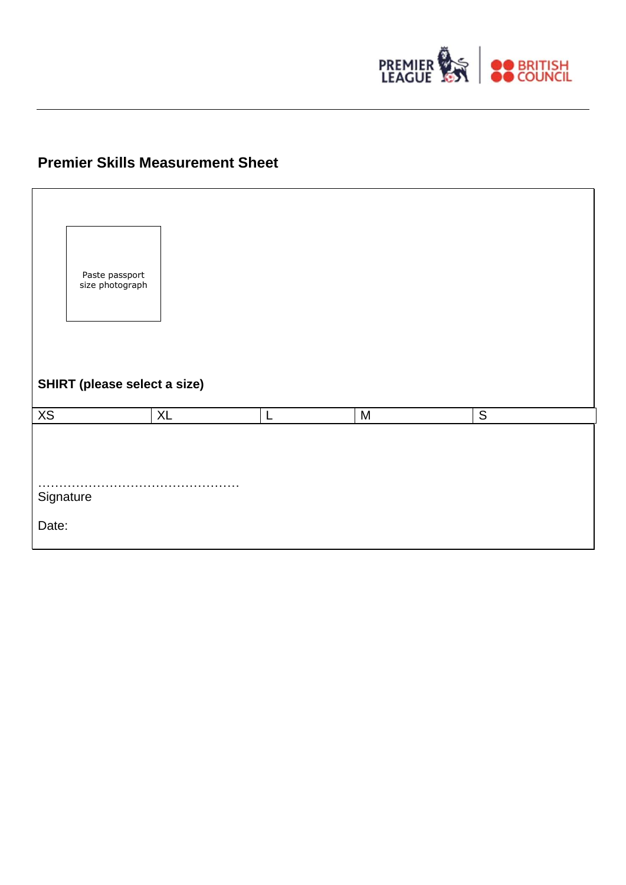## Premier Skills Measurement Sheet

Paste passport size photograph

**SHIRT (please select a size)**

| | | | | |
|---|---|---|---|---|
| XS | XL | L | M | S |

…………………………………………

Signature

Date: